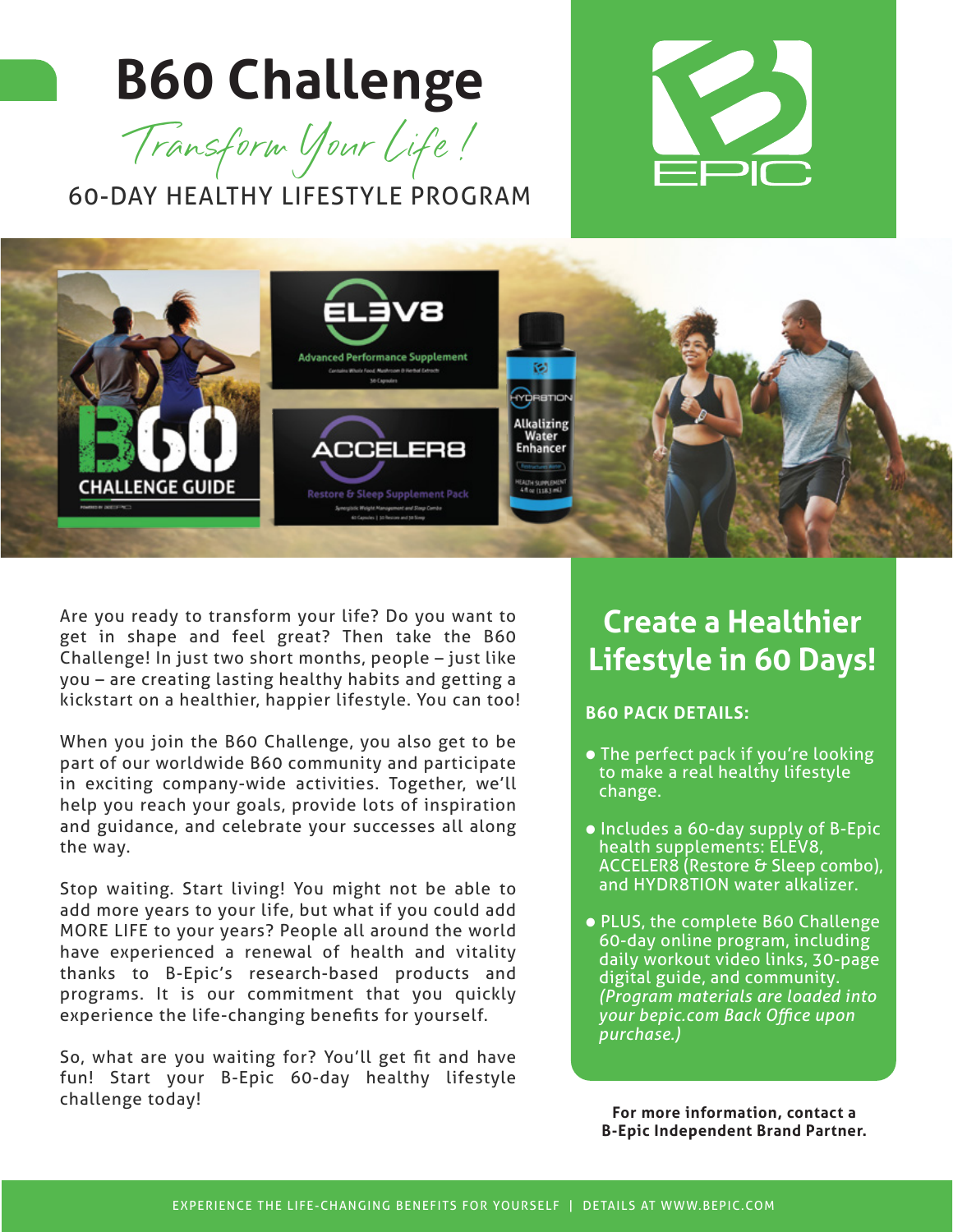# B60 Challenge

*Transform Your Life!*

60-DAY HEALTHY LIFESTYLE PROGRAM

Are you ready to transform your life? Do you want to get in shape and feel great? Then take the B60 Challenge! In just two short months, people – just like you – are creating lasting healthy habits and getting a kickstart on a healthier, happier lifestyle. You can too!

When you join the B60 Challenge, you also get to be part of our worldwide B60 community and participate in exciting company-wide activities. Together, we'll help you reach your goals, provide lots of inspiration and guidance, and celebrate your successes all along the way.

Stop waiting. Start living! You might not be able to add more years to your life, but what if you could add MORE LIFE to your years? People all around the world have experienced a renewal of health and vitality thanks to B-Epic's research-based products and programs. It is our commitment that you quickly experience the life-changing benefits for yourself.

So, what are you waiting for? You'll get fit and have fun! Start your B-Epic 60-day healthy lifestyle challenge today!

## Create a Healthier Lifestyle in 60 Days!

**B60 PACK DETAILS:**

- The perfect pack if you're looking to make a real healthy lifestyle change.
- Includes a 60-day supply of B-Epic health supplements: ELEV8, ACCELER8 (Restore & Sleep combo), and HYDR8TION water alkalizer.
- PLUS, the complete B60 Challenge 60-day online program, including daily workout video links, 30-page digital guide, and community. *(Program materials are loaded into your bepic.com Back Office upon purchase.)*

**For more information, contact a B-Epic Independent Brand Partner.**

EXPERIENCE THE LIFE-CHANGING BENEFITS FOR YOURSELF | DETAILS AT WWW.BEPIC.COM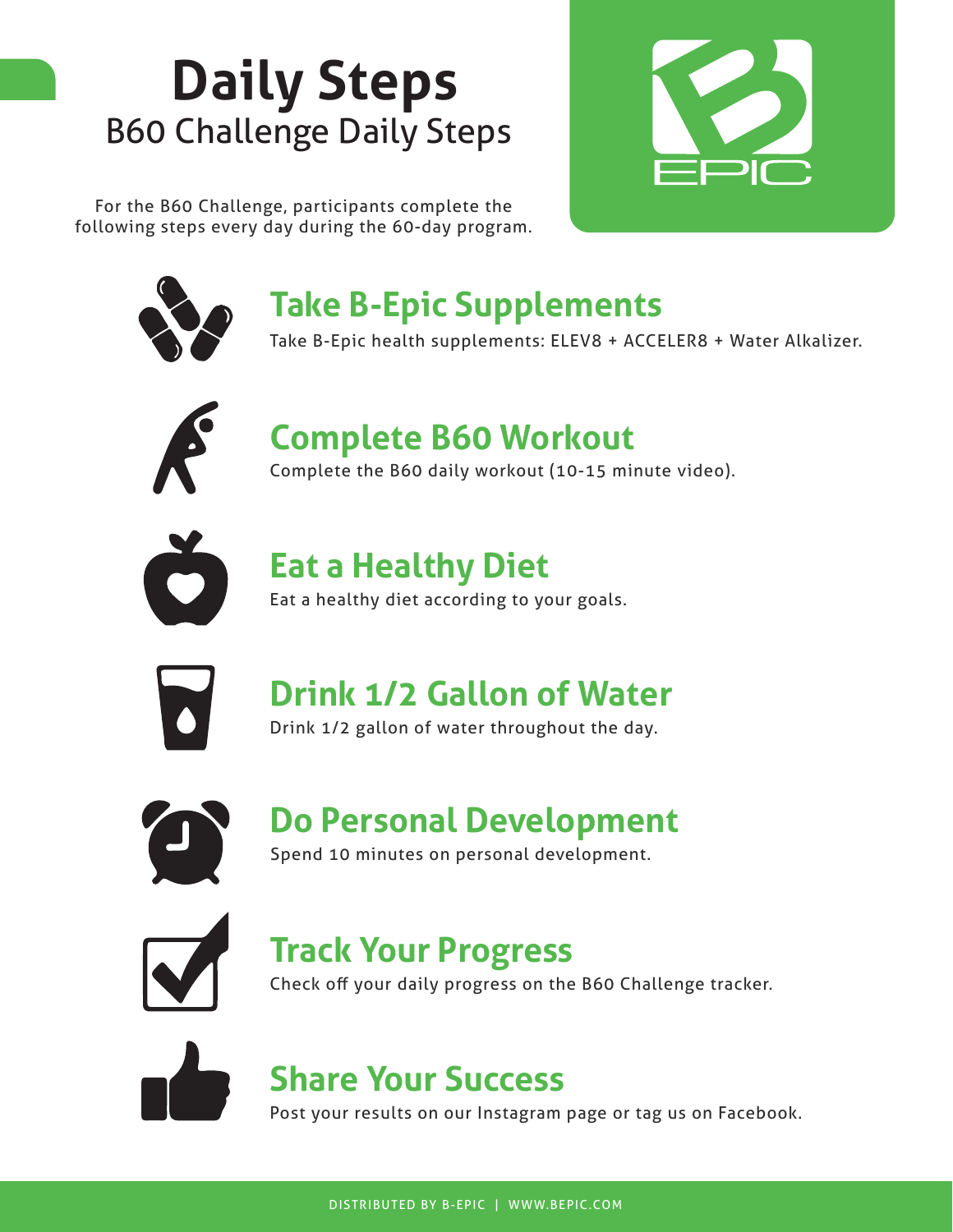# Daily Steps

## B60 Challenge Daily Steps

For the B60 Challenge, participants complete the following steps every day during the 60-day program.

### Take B-Epic Supplements

Take B-Epic health supplements: ELEV8 + ACCELER8 + Water Alkalizer.

### Complete B60 Workout

Complete the B60 daily workout (10-15 minute video).

### Eat a Healthy Diet

Eat a healthy diet according to your goals.

### Drink 1/2 Gallon of Water

Drink 1/2 gallon of water throughout the day.

### Do Personal Development

Spend 10 minutes on personal development.

### Track Your Progress

Check off your daily progress on the B60 Challenge tracker.

### Share Your Success

Post your results on our Instagram page or tag us on Facebook.

DISTRIBUTED BY B-EPIC | WWW.BEPIC.COM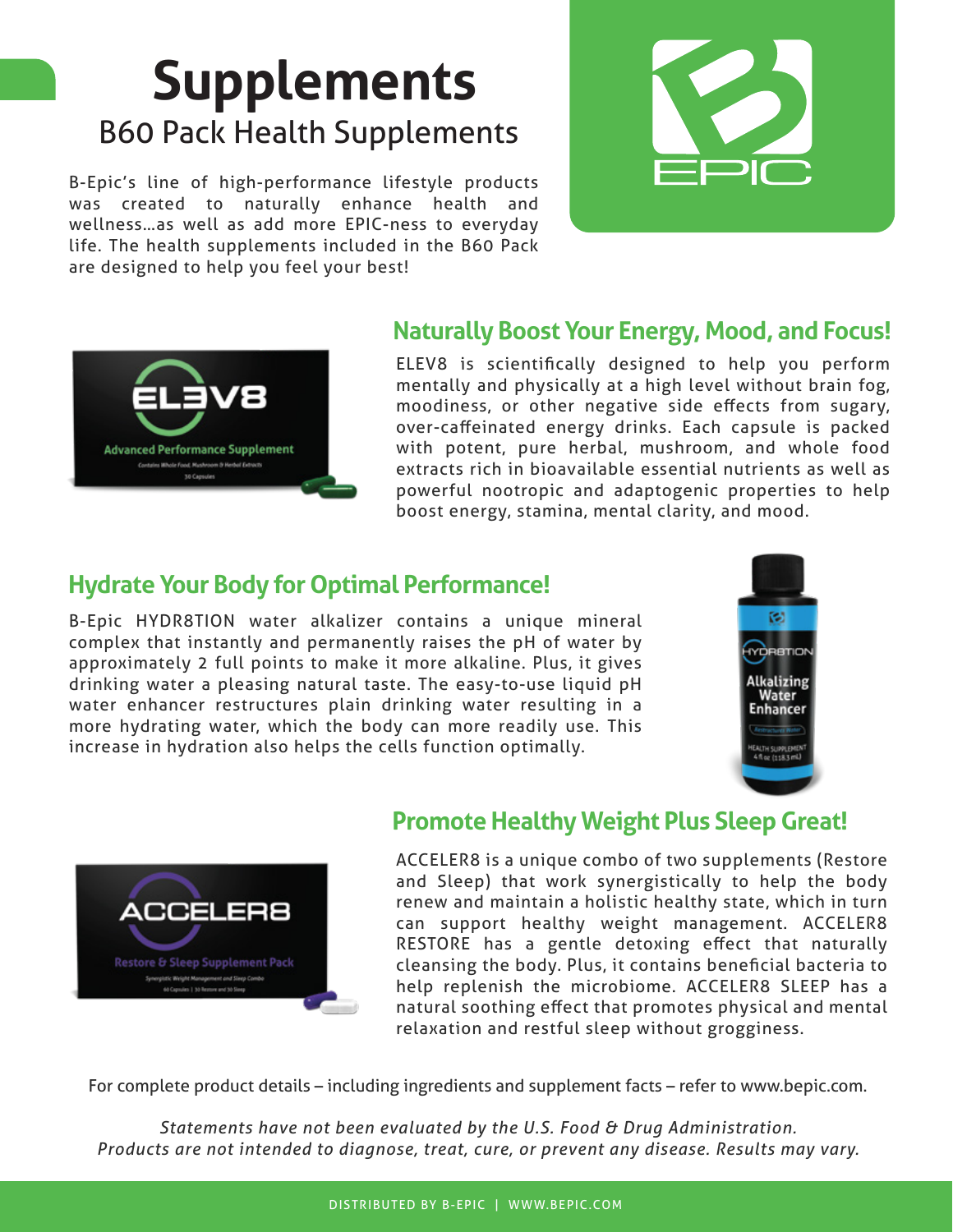# Supplements

## B60 Pack Health Supplements

B-Epic's line of high-performance lifestyle products was created to naturally enhance health and wellness…as well as add more EPIC-ness to everyday life. The health supplements included in the B60 Pack are designed to help you feel your best!

### Naturally Boost Your Energy, Mood, and Focus!

ELEV8 is scientifically designed to help you perform mentally and physically at a high level without brain fog, moodiness, or other negative side effects from sugary, over-caffeinated energy drinks. Each capsule is packed with potent, pure herbal, mushroom, and whole food extracts rich in bioavailable essential nutrients as well as powerful nootropic and adaptogenic properties to help boost energy, stamina, mental clarity, and mood.

### Hydrate Your Body for Optimal Performance!

B-Epic HYDR8TION water alkalizer contains a unique mineral complex that instantly and permanently raises the pH of water by approximately 2 full points to make it more alkaline. Plus, it gives drinking water a pleasing natural taste. The easy-to-use liquid pH water enhancer restructures plain drinking water resulting in a more hydrating water, which the body can more readily use. This increase in hydration also helps the cells function optimally.

### Promote Healthy Weight Plus Sleep Great!

ACCELER8 is a unique combo of two supplements (Restore and Sleep) that work synergistically to help the body renew and maintain a holistic healthy state, which in turn can support healthy weight management. ACCELER8 RESTORE has a gentle detoxing effect that naturally cleansing the body. Plus, it contains beneficial bacteria to help replenish the microbiome. ACCELER8 SLEEP has a natural soothing effect that promotes physical and mental relaxation and restful sleep without grogginess.

For complete product details – including ingredients and supplement facts – refer to www.bepic.com.

*Statements have not been evaluated by the U.S. Food & Drug Administration.*
*Products are not intended to diagnose, treat, cure, or prevent any disease. Results may vary.*

DISTRIBUTED BY B-EPIC | WWW.BEPIC.COM